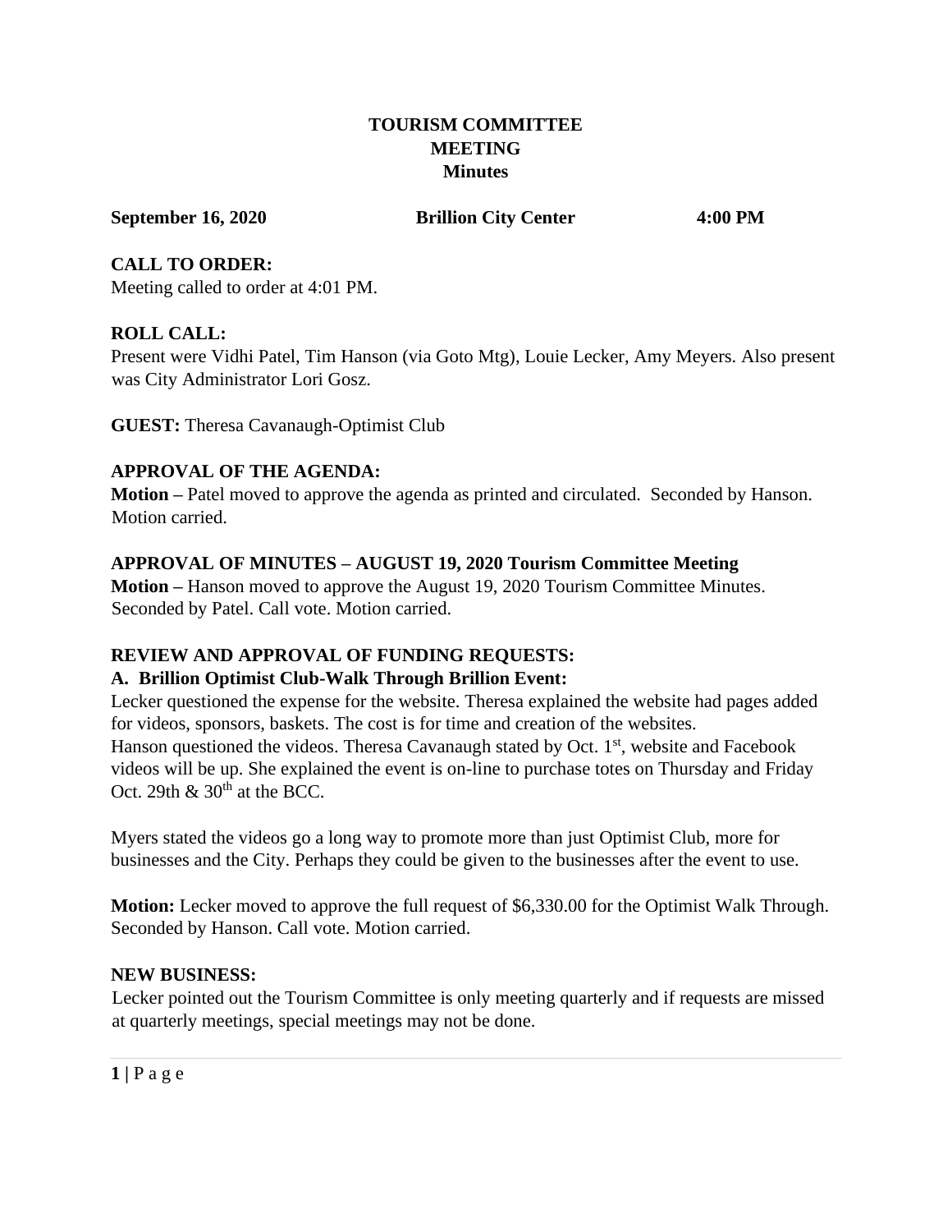# TOURISM COMMITTEE MEETING Minutes

**September 16, 2020 Brillion City Center 4:00 PM**

## CALL TO ORDER:

Meeting called to order at 4:01 PM.

## ROLL CALL:

Present were Vidhi Patel, Tim Hanson (via Goto Mtg), Louie Lecker, Amy Meyers. Also present was City Administrator Lori Gosz.

**GUEST:** Theresa Cavanaugh-Optimist Club

## APPROVAL OF THE AGENDA:

**Motion –** Patel moved to approve the agenda as printed and circulated. Seconded by Hanson. Motion carried.

## APPROVAL OF MINUTES – AUGUST 19, 2020 Tourism Committee Meeting

**Motion –** Hanson moved to approve the August 19, 2020 Tourism Committee Minutes. Seconded by Patel. Call vote. Motion carried.

## REVIEW AND APPROVAL OF FUNDING REQUESTS:

### A. Brillion Optimist Club-Walk Through Brillion Event:

Lecker questioned the expense for the website. Theresa explained the website had pages added for videos, sponsors, baskets. The cost is for time and creation of the websites.
Hanson questioned the videos. Theresa Cavanaugh stated by Oct. 1st, website and Facebook videos will be up. She explained the event is on-line to purchase totes on Thursday and Friday Oct. 29th & 30th at the BCC.

Myers stated the videos go a long way to promote more than just Optimist Club, more for businesses and the City. Perhaps they could be given to the businesses after the event to use.

**Motion:** Lecker moved to approve the full request of $6,330.00 for the Optimist Walk Through. Seconded by Hanson. Call vote. Motion carried.

## NEW BUSINESS:

Lecker pointed out the Tourism Committee is only meeting quarterly and if requests are missed at quarterly meetings, special meetings may not be done.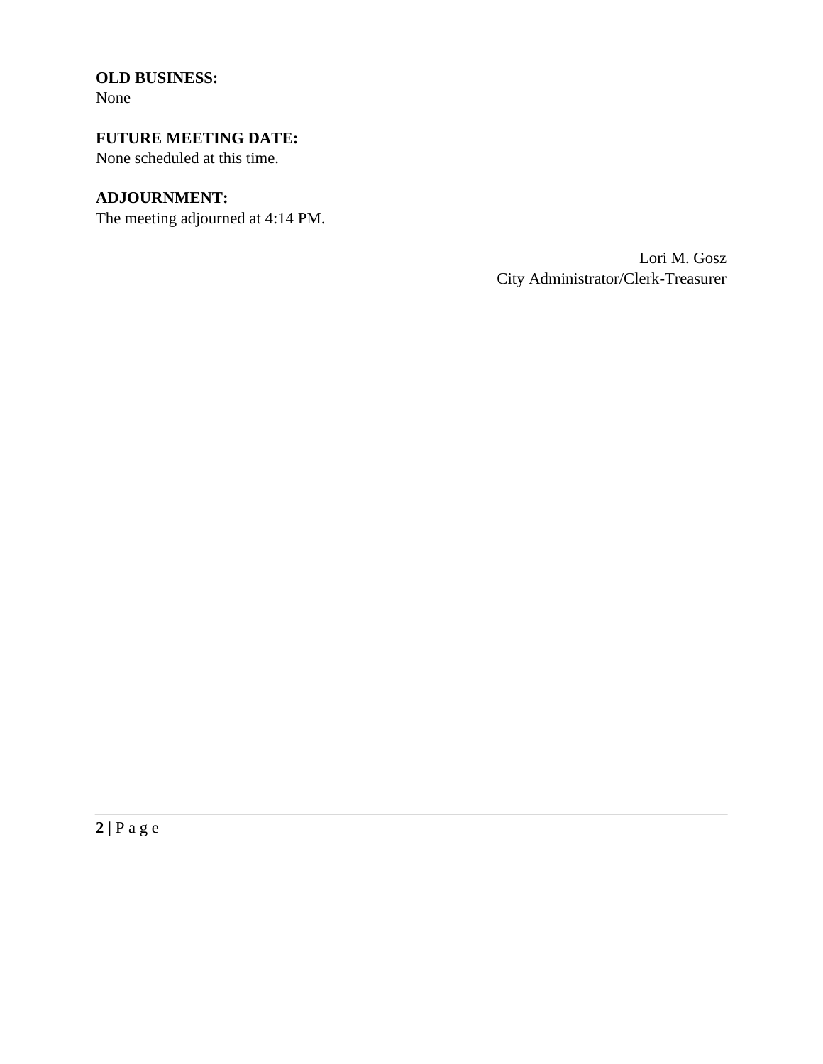**OLD BUSINESS:**
None

**FUTURE MEETING DATE:**
None scheduled at this time.

**ADJOURNMENT:**
The meeting adjourned at 4:14 PM.

Lori M. Gosz
City Administrator/Clerk-Treasurer